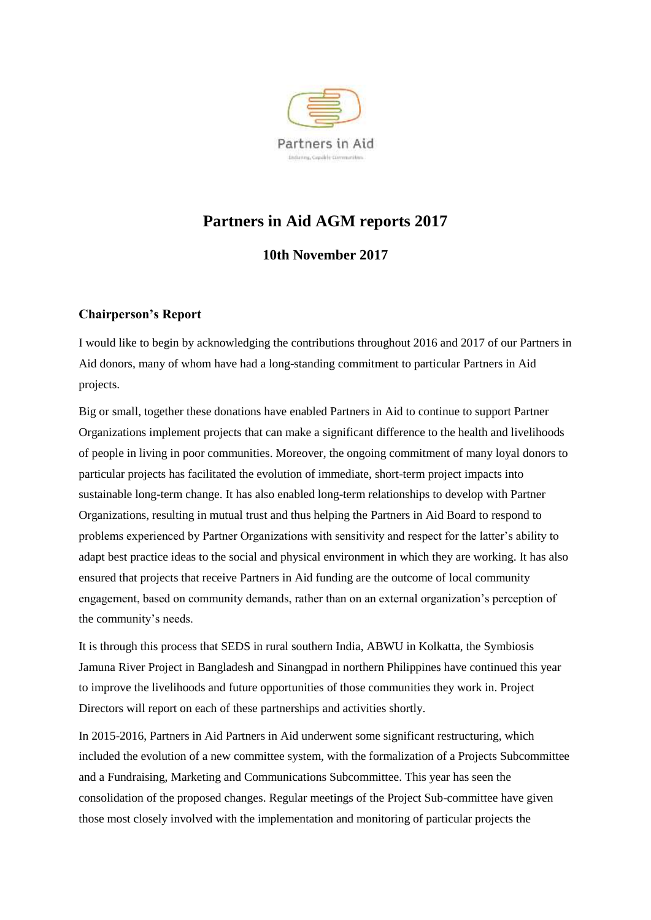Partners in Aid

Enduring, Capable Communities

# Partners in Aid AGM reports 2017

## 10th November 2017

### Chairperson's Report

I would like to begin by acknowledging the contributions throughout 2016 and 2017 of our Partners in Aid donors, many of whom have had a long-standing commitment to particular Partners in Aid projects.

Big or small, together these donations have enabled Partners in Aid to continue to support Partner Organizations implement projects that can make a significant difference to the health and livelihoods of people in living in poor communities. Moreover, the ongoing commitment of many loyal donors to particular projects has facilitated the evolution of immediate, short-term project impacts into sustainable long-term change. It has also enabled long-term relationships to develop with Partner Organizations, resulting in mutual trust and thus helping the Partners in Aid Board to respond to problems experienced by Partner Organizations with sensitivity and respect for the latter's ability to adapt best practice ideas to the social and physical environment in which they are working. It has also ensured that projects that receive Partners in Aid funding are the outcome of local community engagement, based on community demands, rather than on an external organization's perception of the community's needs.

It is through this process that SEDS in rural southern India, ABWU in Kolkatta, the Symbiosis Jamuna River Project in Bangladesh and Sinangpad in northern Philippines have continued this year to improve the livelihoods and future opportunities of those communities they work in. Project Directors will report on each of these partnerships and activities shortly.

In 2015-2016, Partners in Aid Partners in Aid underwent some significant restructuring, which included the evolution of a new committee system, with the formalization of a Projects Subcommittee and a Fundraising, Marketing and Communications Subcommittee. This year has seen the consolidation of the proposed changes. Regular meetings of the Project Sub-committee have given those most closely involved with the implementation and monitoring of particular projects the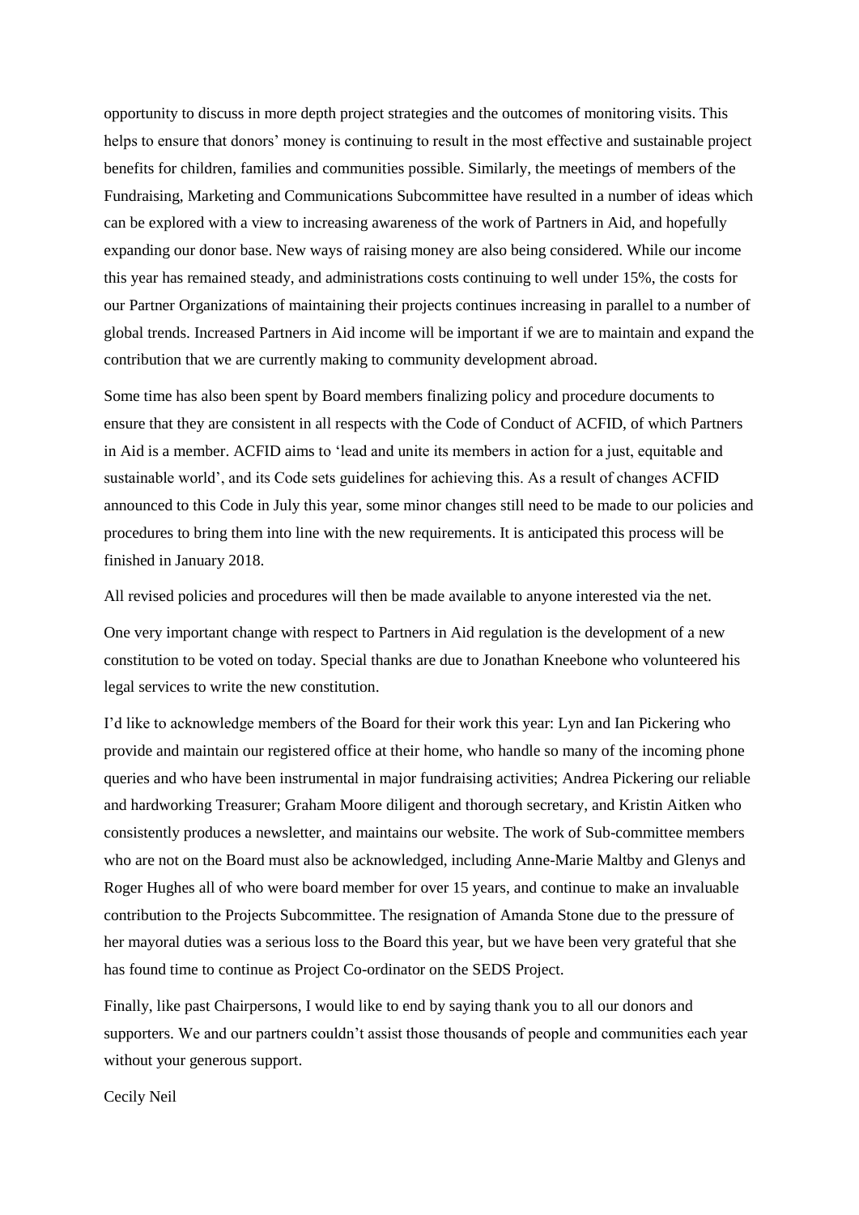opportunity to discuss in more depth project strategies and the outcomes of monitoring visits. This helps to ensure that donors' money is continuing to result in the most effective and sustainable project benefits for children, families and communities possible. Similarly, the meetings of members of the Fundraising, Marketing and Communications Subcommittee have resulted in a number of ideas which can be explored with a view to increasing awareness of the work of Partners in Aid, and hopefully expanding our donor base. New ways of raising money are also being considered. While our income this year has remained steady, and administrations costs continuing to well under 15%, the costs for our Partner Organizations of maintaining their projects continues increasing in parallel to a number of global trends. Increased Partners in Aid income will be important if we are to maintain and expand the contribution that we are currently making to community development abroad.

Some time has also been spent by Board members finalizing policy and procedure documents to ensure that they are consistent in all respects with the Code of Conduct of ACFID, of which Partners in Aid is a member. ACFID aims to 'lead and unite its members in action for a just, equitable and sustainable world', and its Code sets guidelines for achieving this. As a result of changes ACFID announced to this Code in July this year, some minor changes still need to be made to our policies and procedures to bring them into line with the new requirements. It is anticipated this process will be finished in January 2018.

All revised policies and procedures will then be made available to anyone interested via the net.

One very important change with respect to Partners in Aid regulation is the development of a new constitution to be voted on today. Special thanks are due to Jonathan Kneebone who volunteered his legal services to write the new constitution.

I'd like to acknowledge members of the Board for their work this year: Lyn and Ian Pickering who provide and maintain our registered office at their home, who handle so many of the incoming phone queries and who have been instrumental in major fundraising activities; Andrea Pickering our reliable and hardworking Treasurer; Graham Moore diligent and thorough secretary, and Kristin Aitken who consistently produces a newsletter, and maintains our website. The work of Sub-committee members who are not on the Board must also be acknowledged, including Anne-Marie Maltby and Glenys and Roger Hughes all of who were board member for over 15 years, and continue to make an invaluable contribution to the Projects Subcommittee. The resignation of Amanda Stone due to the pressure of her mayoral duties was a serious loss to the Board this year, but we have been very grateful that she has found time to continue as Project Co-ordinator on the SEDS Project.

Finally, like past Chairpersons, I would like to end by saying thank you to all our donors and supporters. We and our partners couldn't assist those thousands of people and communities each year without your generous support.

Cecily Neil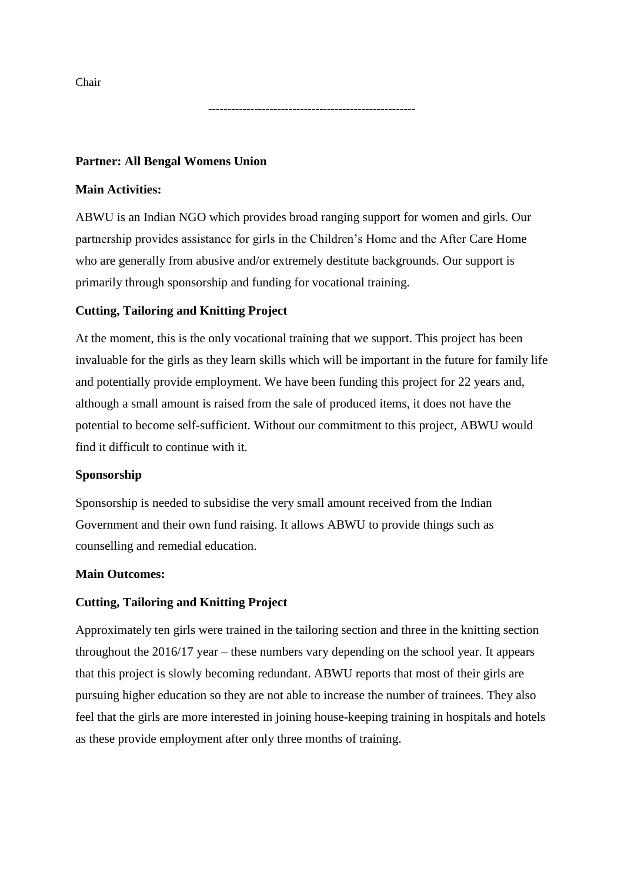Chair

-----------------------------------------------------

**Partner: All Bengal Womens Union**

**Main Activities:**

ABWU is an Indian NGO which provides broad ranging support for women and girls. Our partnership provides assistance for girls in the Children's Home and the After Care Home who are generally from abusive and/or extremely destitute backgrounds. Our support is primarily through sponsorship and funding for vocational training.

**Cutting, Tailoring and Knitting Project**

At the moment, this is the only vocational training that we support. This project has been invaluable for the girls as they learn skills which will be important in the future for family life and potentially provide employment. We have been funding this project for 22 years and, although a small amount is raised from the sale of produced items, it does not have the potential to become self-sufficient. Without our commitment to this project, ABWU would find it difficult to continue with it.

**Sponsorship**

Sponsorship is needed to subsidise the very small amount received from the Indian Government and their own fund raising. It allows ABWU to provide things such as counselling and remedial education.

**Main Outcomes:**

**Cutting, Tailoring and Knitting Project**

Approximately ten girls were trained in the tailoring section and three in the knitting section throughout the 2016/17 year – these numbers vary depending on the school year. It appears that this project is slowly becoming redundant. ABWU reports that most of their girls are pursuing higher education so they are not able to increase the number of trainees. They also feel that the girls are more interested in joining house-keeping training in hospitals and hotels as these provide employment after only three months of training.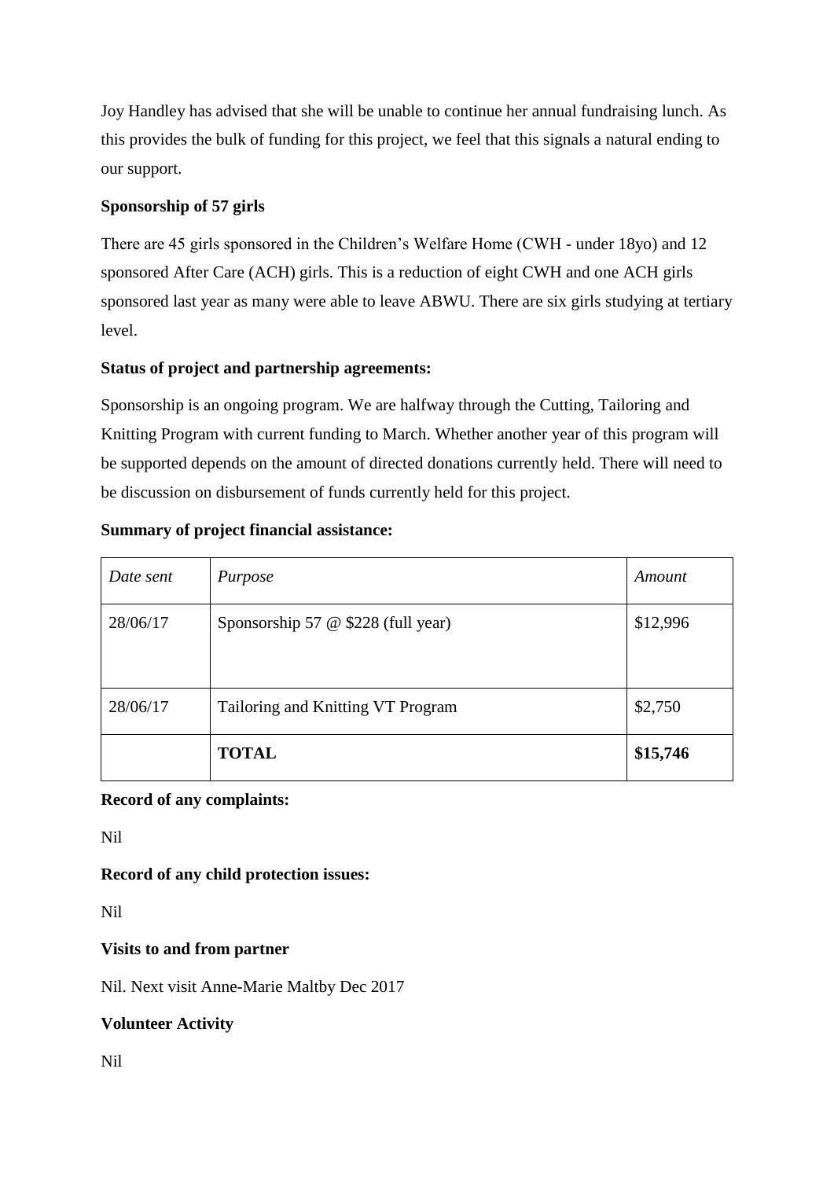Joy Handley has advised that she will be unable to continue her annual fundraising lunch. As this provides the bulk of funding for this project, we feel that this signals a natural ending to our support.

**Sponsorship of 57 girls**

There are 45 girls sponsored in the Children's Welfare Home (CWH - under 18yo) and 12 sponsored After Care (ACH) girls. This is a reduction of eight CWH and one ACH girls sponsored last year as many were able to leave ABWU. There are six girls studying at tertiary level.

**Status of project and partnership agreements:**

Sponsorship is an ongoing program. We are halfway through the Cutting, Tailoring and Knitting Program with current funding to March. Whether another year of this program will be supported depends on the amount of directed donations currently held. There will need to be discussion on disbursement of funds currently held for this project.

**Summary of project financial assistance:**

| *Date sent* | *Purpose* | *Amount* |
|---|---|---|
| 28/06/17 | Sponsorship 57 @ $228 (full year) | $12,996 |
| 28/06/17 | Tailoring and Knitting VT Program | $2,750 |
| | **TOTAL** | **$15,746** |

**Record of any complaints:**

Nil

**Record of any child protection issues:**

Nil

**Visits to and from partner**

Nil. Next visit Anne-Marie Maltby Dec 2017

**Volunteer Activity**

Nil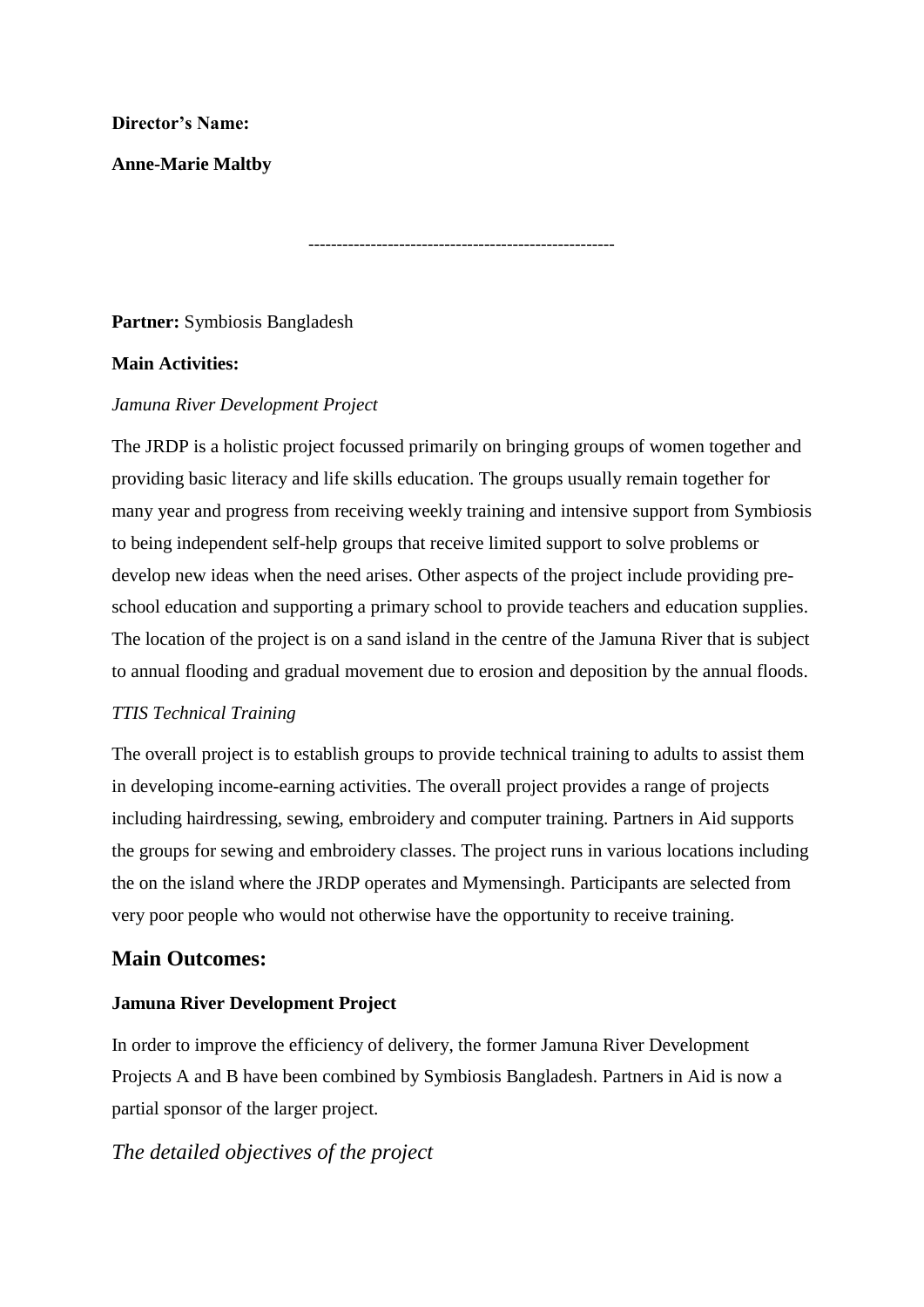**Director's Name:**

**Anne-Marie Maltby**

-----------------------------------------------------

**Partner:** Symbiosis Bangladesh

**Main Activities:**

*Jamuna River Development Project*

The JRDP is a holistic project focussed primarily on bringing groups of women together and providing basic literacy and life skills education. The groups usually remain together for many year and progress from receiving weekly training and intensive support from Symbiosis to being independent self-help groups that receive limited support to solve problems or develop new ideas when the need arises. Other aspects of the project include providing pre-school education and supporting a primary school to provide teachers and education supplies. The location of the project is on a sand island in the centre of the Jamuna River that is subject to annual flooding and gradual movement due to erosion and deposition by the annual floods.

*TTIS Technical Training*

The overall project is to establish groups to provide technical training to adults to assist them in developing income-earning activities. The overall project provides a range of projects including hairdressing, sewing, embroidery and computer training. Partners in Aid supports the groups for sewing and embroidery classes. The project runs in various locations including the on the island where the JRDP operates and Mymensingh. Participants are selected from very poor people who would not otherwise have the opportunity to receive training.

## Main Outcomes:

**Jamuna River Development Project**

In order to improve the efficiency of delivery, the former Jamuna River Development Projects A and B have been combined by Symbiosis Bangladesh. Partners in Aid is now a partial sponsor of the larger project.

### *The detailed objectives of the project*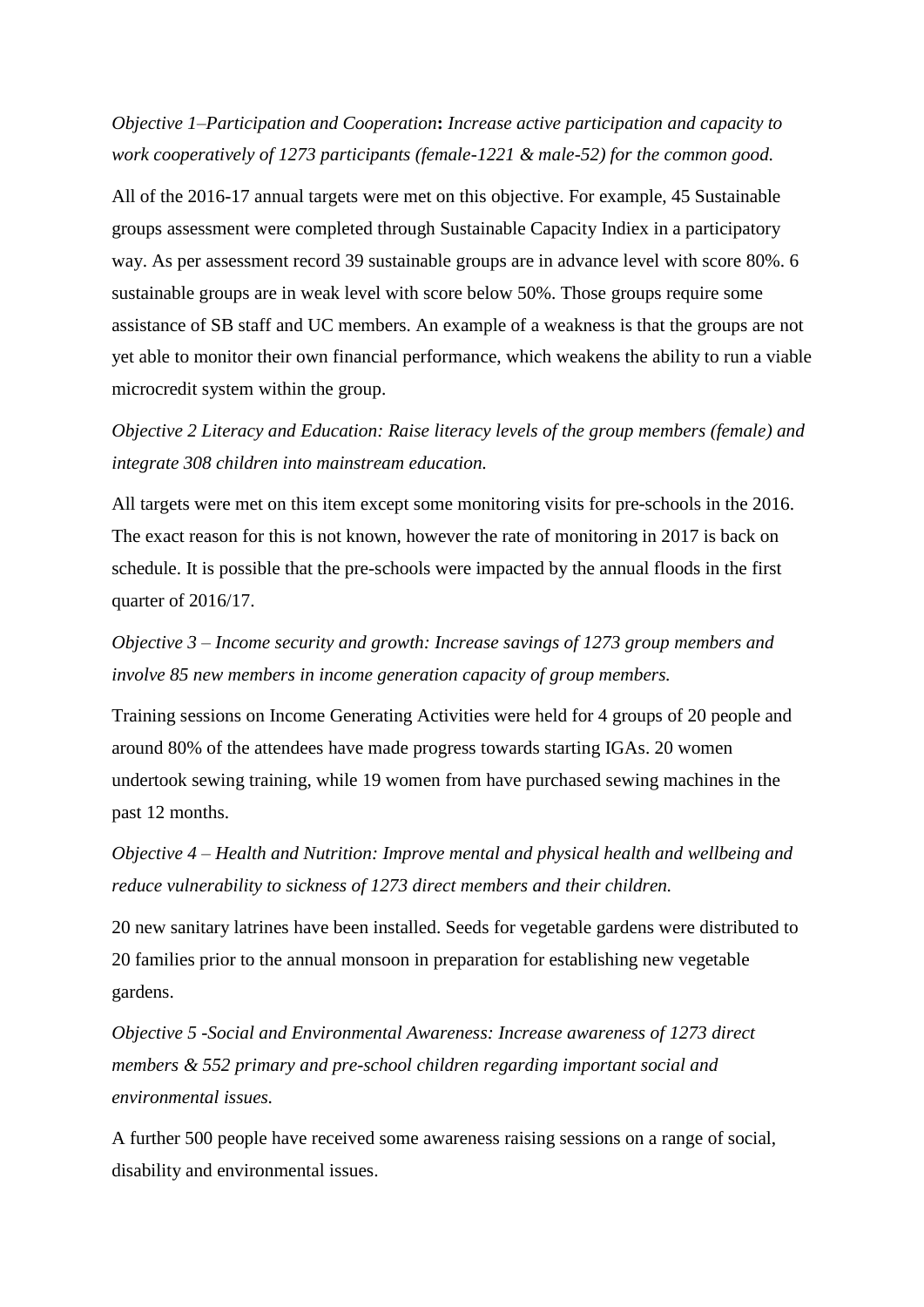*Objective 1–Participation and Cooperation***:** *Increase active participation and capacity to work cooperatively of 1273 participants (female-1221 & male-52) for the common good.*

All of the 2016-17 annual targets were met on this objective. For example, 45 Sustainable groups assessment were completed through Sustainable Capacity Indiex in a participatory way. As per assessment record 39 sustainable groups are in advance level with score 80%. 6 sustainable groups are in weak level with score below 50%. Those groups require some assistance of SB staff and UC members. An example of a weakness is that the groups are not yet able to monitor their own financial performance, which weakens the ability to run a viable microcredit system within the group.

*Objective 2 Literacy and Education: Raise literacy levels of the group members (female) and integrate 308 children into mainstream education.*

All targets were met on this item except some monitoring visits for pre-schools in the 2016. The exact reason for this is not known, however the rate of monitoring in 2017 is back on schedule. It is possible that the pre-schools were impacted by the annual floods in the first quarter of 2016/17.

*Objective 3 – Income security and growth: Increase savings of 1273 group members and involve 85 new members in income generation capacity of group members.*

Training sessions on Income Generating Activities were held for 4 groups of 20 people and around 80% of the attendees have made progress towards starting IGAs. 20 women undertook sewing training, while 19 women from have purchased sewing machines in the past 12 months.

*Objective 4 – Health and Nutrition: Improve mental and physical health and wellbeing and reduce vulnerability to sickness of 1273 direct members and their children.*

20 new sanitary latrines have been installed. Seeds for vegetable gardens were distributed to 20 families prior to the annual monsoon in preparation for establishing new vegetable gardens.

*Objective 5 -Social and Environmental Awareness: Increase awareness of 1273 direct members & 552 primary and pre-school children regarding important social and environmental issues.*

A further 500 people have received some awareness raising sessions on a range of social, disability and environmental issues.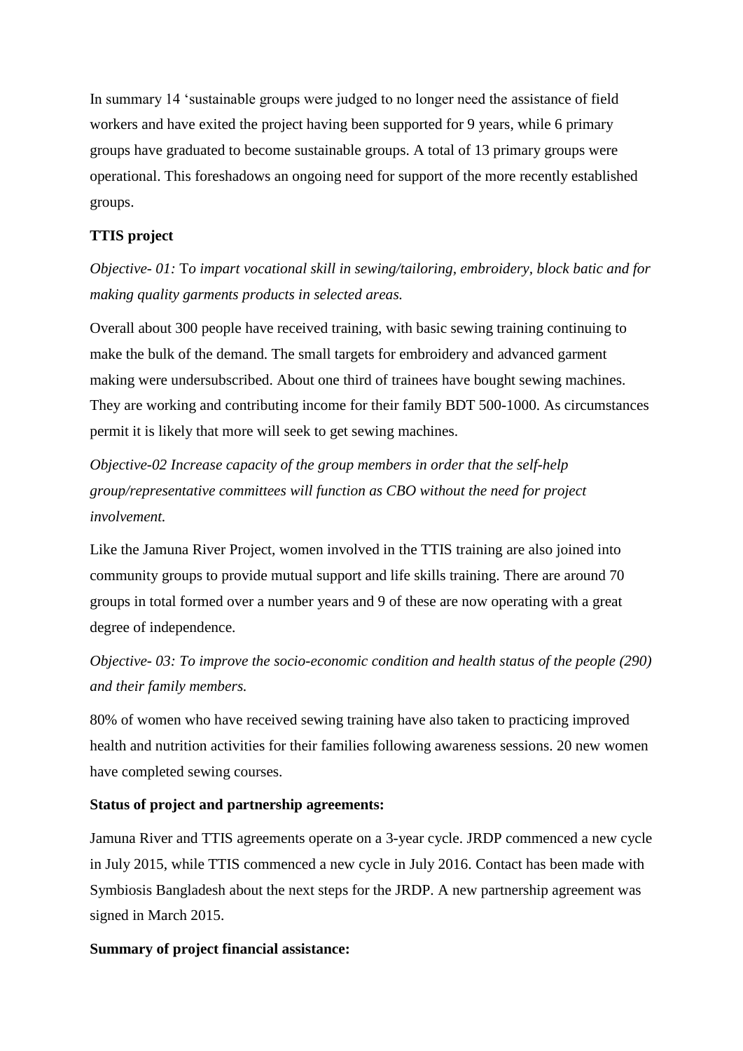In summary 14 'sustainable groups were judged to no longer need the assistance of field workers and have exited the project having been supported for 9 years, while 6 primary groups have graduated to become sustainable groups. A total of 13 primary groups were operational. This foreshadows an ongoing need for support of the more recently established groups.

**TTIS project**

*Objective- 01:* T*o impart vocational skill in sewing/tailoring, embroidery, block batic and for making quality garments products in selected areas.*

Overall about 300 people have received training, with basic sewing training continuing to make the bulk of the demand. The small targets for embroidery and advanced garment making were undersubscribed. About one third of trainees have bought sewing machines. They are working and contributing income for their family BDT 500-1000. As circumstances permit it is likely that more will seek to get sewing machines.

*Objective-02 Increase capacity of the group members in order that the self-help group/representative committees will function as CBO without the need for project involvement.*

Like the Jamuna River Project, women involved in the TTIS training are also joined into community groups to provide mutual support and life skills training. There are around 70 groups in total formed over a number years and 9 of these are now operating with a great degree of independence.

*Objective- 03: To improve the socio-economic condition and health status of the people (290) and their family members.*

80% of women who have received sewing training have also taken to practicing improved health and nutrition activities for their families following awareness sessions. 20 new women have completed sewing courses.

**Status of project and partnership agreements:**

Jamuna River and TTIS agreements operate on a 3-year cycle. JRDP commenced a new cycle in July 2015, while TTIS commenced a new cycle in July 2016. Contact has been made with Symbiosis Bangladesh about the next steps for the JRDP. A new partnership agreement was signed in March 2015.

**Summary of project financial assistance:**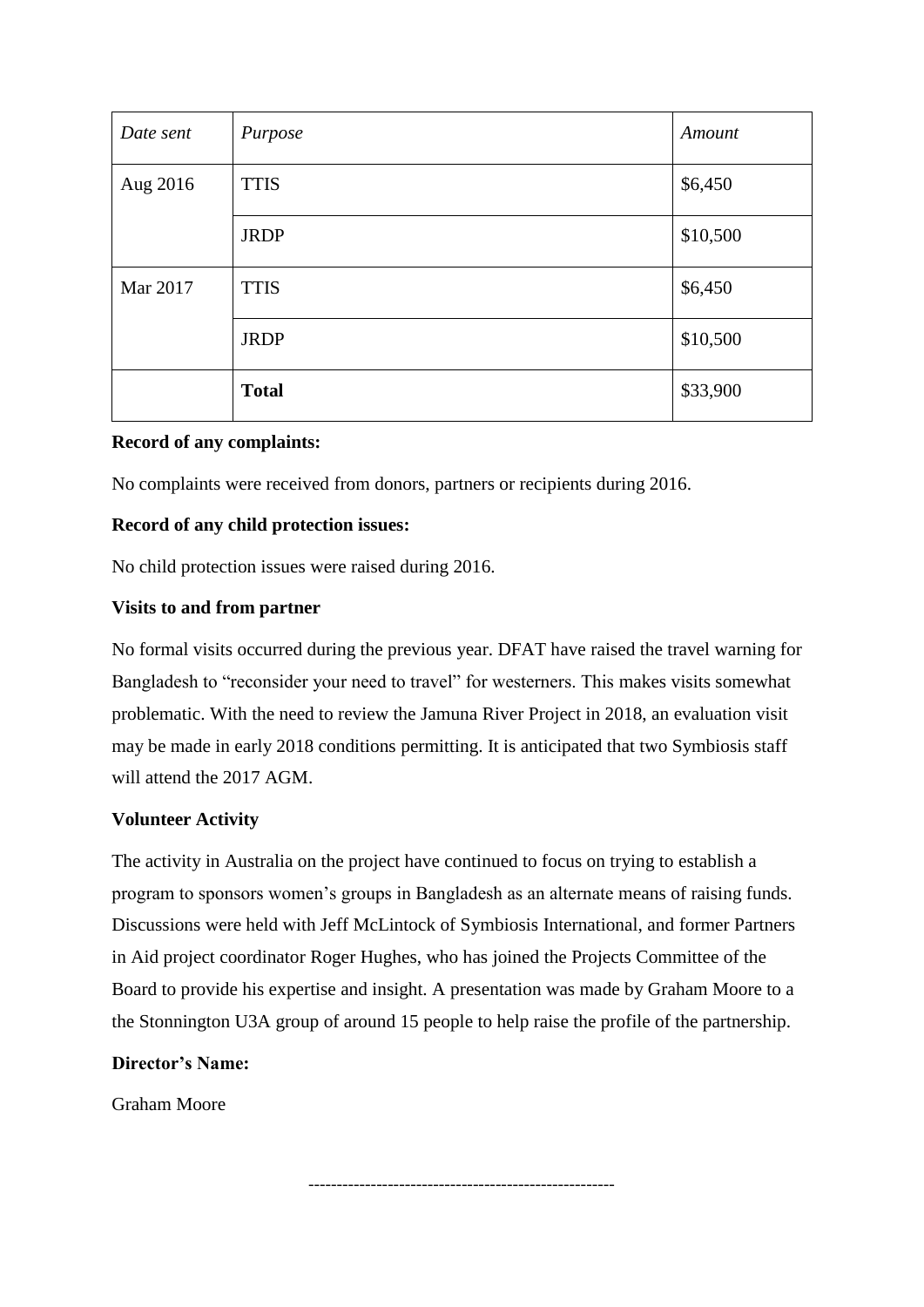| *Date sent* | *Purpose* | *Amount* |
| --- | --- | --- |
| Aug 2016 | TTIS | $6,450 |
| | JRDP | $10,500 |
| Mar 2017 | TTIS | $6,450 |
| | JRDP | $10,500 |
| | **Total** | $33,900 |

**Record of any complaints:**

No complaints were received from donors, partners or recipients during 2016.

**Record of any child protection issues:**

No child protection issues were raised during 2016.

**Visits to and from partner**

No formal visits occurred during the previous year. DFAT have raised the travel warning for Bangladesh to "reconsider your need to travel" for westerners. This makes visits somewhat problematic. With the need to review the Jamuna River Project in 2018, an evaluation visit may be made in early 2018 conditions permitting. It is anticipated that two Symbiosis staff will attend the 2017 AGM.

**Volunteer Activity**

The activity in Australia on the project have continued to focus on trying to establish a program to sponsors women's groups in Bangladesh as an alternate means of raising funds. Discussions were held with Jeff McLintock of Symbiosis International, and former Partners in Aid project coordinator Roger Hughes, who has joined the Projects Committee of the Board to provide his expertise and insight. A presentation was made by Graham Moore to a the Stonnington U3A group of around 15 people to help raise the profile of the partnership.

**Director's Name:**

Graham Moore

-----------------------------------------------------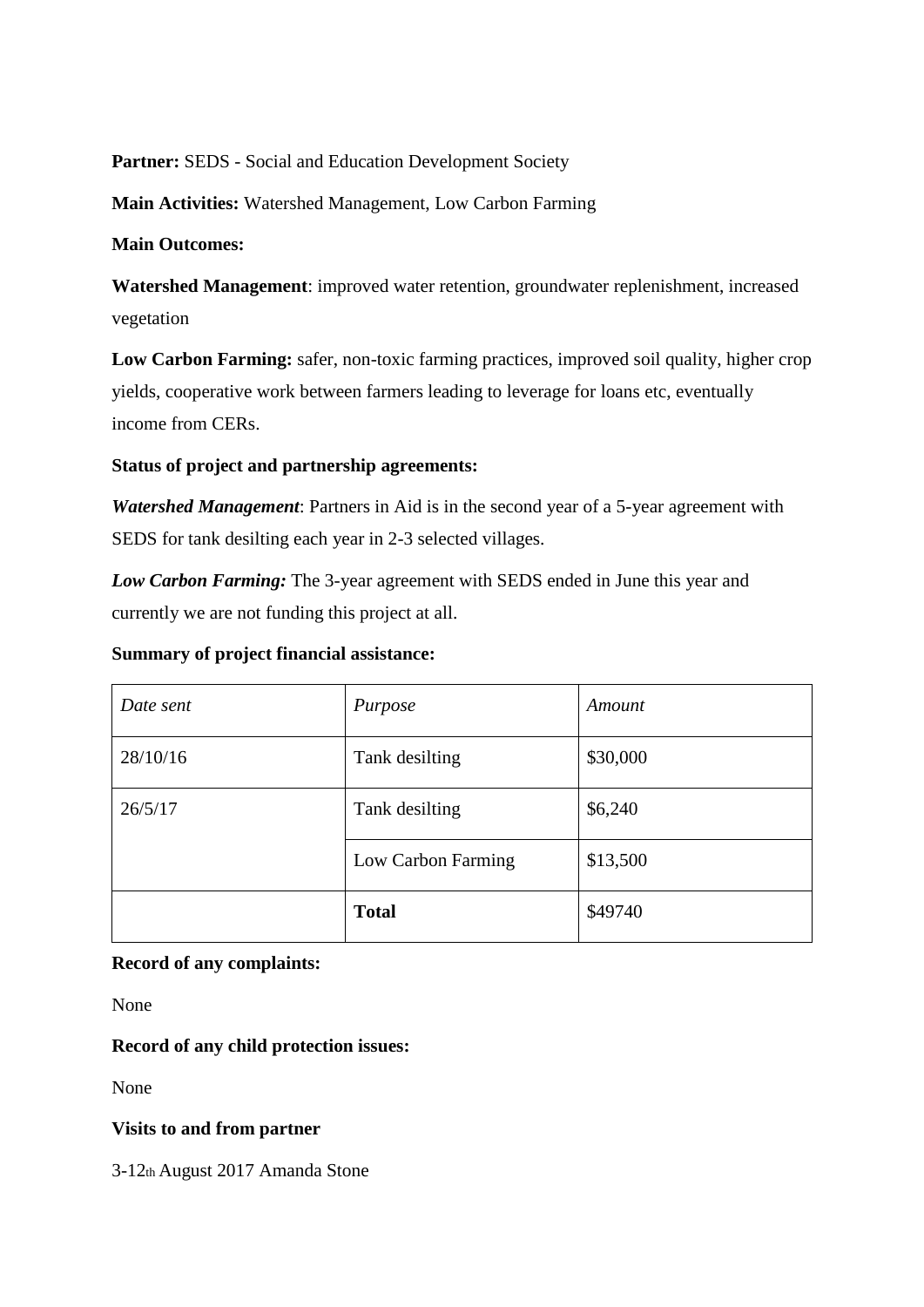**Partner:** SEDS - Social and Education Development Society

**Main Activities:** Watershed Management, Low Carbon Farming

**Main Outcomes:**

**Watershed Management**: improved water retention, groundwater replenishment, increased vegetation

**Low Carbon Farming:** safer, non-toxic farming practices, improved soil quality, higher crop yields, cooperative work between farmers leading to leverage for loans etc, eventually income from CERs.

**Status of project and partnership agreements:**

***Watershed Management***: Partners in Aid is in the second year of a 5-year agreement with SEDS for tank desilting each year in 2-3 selected villages.

***Low Carbon Farming:*** The 3-year agreement with SEDS ended in June this year and currently we are not funding this project at all.

**Summary of project financial assistance:**

| *Date sent* | *Purpose* | *Amount* |
|---|---|---|
| 28/10/16 | Tank desilting | $30,000 |
| 26/5/17 | Tank desilting | $6,240 |
| | Low Carbon Farming | $13,500 |
| | **Total** | $49740 |

**Record of any complaints:**

None

**Record of any child protection issues:**

None

**Visits to and from partner**

3-12th August 2017 Amanda Stone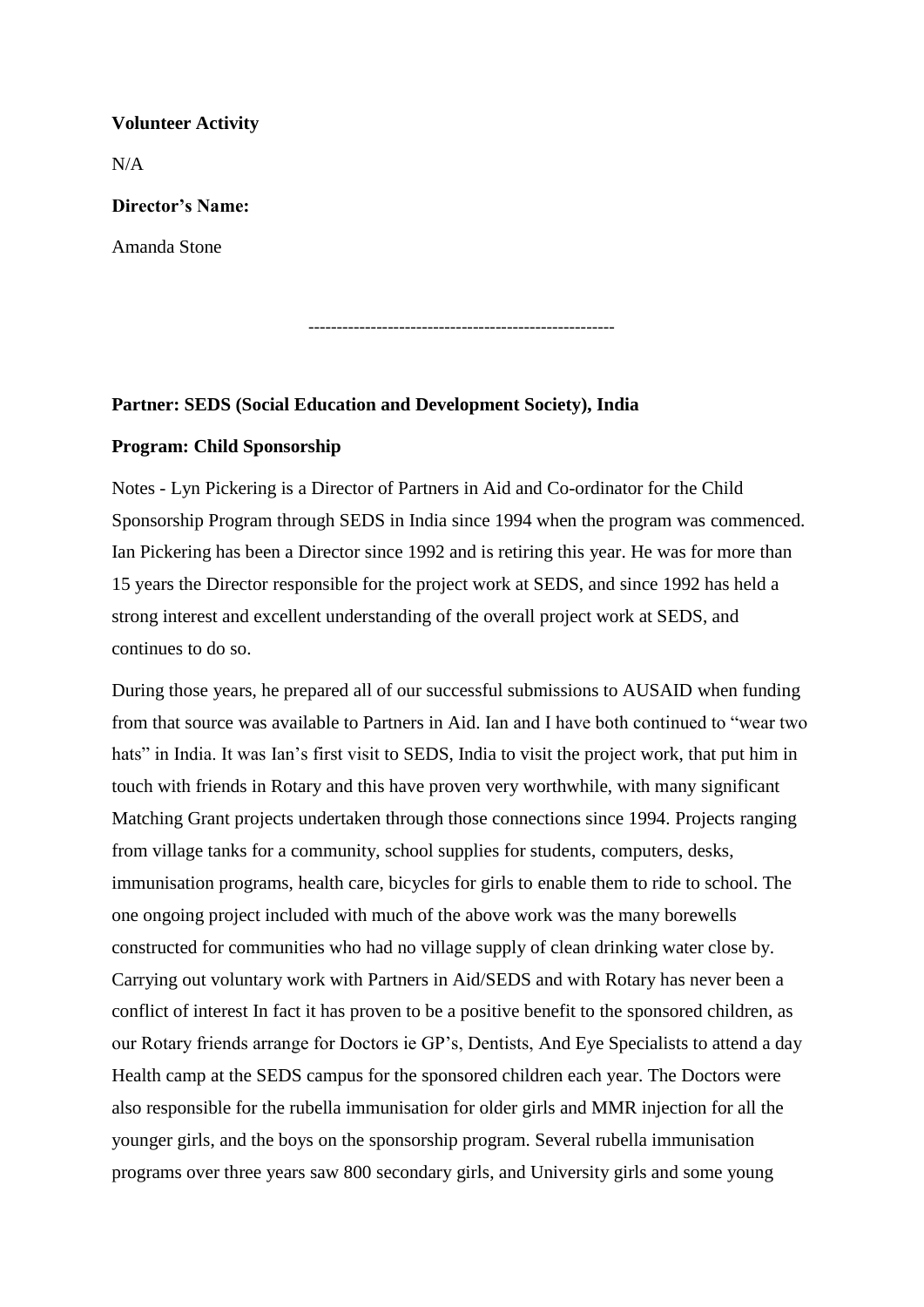**Volunteer Activity**

N/A

**Director's Name:**

Amanda Stone

-----------------------------------------------------

**Partner: SEDS (Social Education and Development Society), India**

**Program: Child Sponsorship**

Notes - Lyn Pickering is a Director of Partners in Aid and Co-ordinator for the Child Sponsorship Program through SEDS in India since 1994 when the program was commenced. Ian Pickering has been a Director since 1992 and is retiring this year. He was for more than 15 years the Director responsible for the project work at SEDS, and since 1992 has held a strong interest and excellent understanding of the overall project work at SEDS, and continues to do so.

During those years, he prepared all of our successful submissions to AUSAID when funding from that source was available to Partners in Aid. Ian and I have both continued to "wear two hats" in India. It was Ian's first visit to SEDS, India to visit the project work, that put him in touch with friends in Rotary and this have proven very worthwhile, with many significant Matching Grant projects undertaken through those connections since 1994. Projects ranging from village tanks for a community, school supplies for students, computers, desks, immunisation programs, health care, bicycles for girls to enable them to ride to school. The one ongoing project included with much of the above work was the many borewells constructed for communities who had no village supply of clean drinking water close by. Carrying out voluntary work with Partners in Aid/SEDS and with Rotary has never been a conflict of interest In fact it has proven to be a positive benefit to the sponsored children, as our Rotary friends arrange for Doctors ie GP's, Dentists, And Eye Specialists to attend a day Health camp at the SEDS campus for the sponsored children each year. The Doctors were also responsible for the rubella immunisation for older girls and MMR injection for all the younger girls, and the boys on the sponsorship program. Several rubella immunisation programs over three years saw 800 secondary girls, and University girls and some young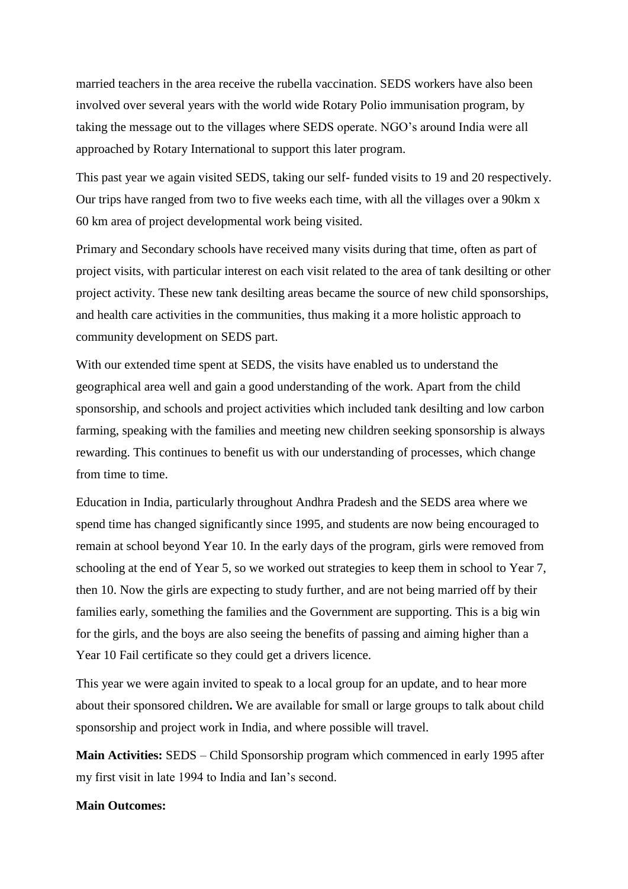married teachers in the area receive the rubella vaccination. SEDS workers have also been involved over several years with the world wide Rotary Polio immunisation program, by taking the message out to the villages where SEDS operate. NGO's around India were all approached by Rotary International to support this later program.

This past year we again visited SEDS, taking our self- funded visits to 19 and 20 respectively. Our trips have ranged from two to five weeks each time, with all the villages over a 90km x 60 km area of project developmental work being visited.

Primary and Secondary schools have received many visits during that time, often as part of project visits, with particular interest on each visit related to the area of tank desilting or other project activity. These new tank desilting areas became the source of new child sponsorships, and health care activities in the communities, thus making it a more holistic approach to community development on SEDS part.

With our extended time spent at SEDS, the visits have enabled us to understand the geographical area well and gain a good understanding of the work. Apart from the child sponsorship, and schools and project activities which included tank desilting and low carbon farming, speaking with the families and meeting new children seeking sponsorship is always rewarding. This continues to benefit us with our understanding of processes, which change from time to time.

Education in India, particularly throughout Andhra Pradesh and the SEDS area where we spend time has changed significantly since 1995, and students are now being encouraged to remain at school beyond Year 10. In the early days of the program, girls were removed from schooling at the end of Year 5, so we worked out strategies to keep them in school to Year 7, then 10. Now the girls are expecting to study further, and are not being married off by their families early, something the families and the Government are supporting. This is a big win for the girls, and the boys are also seeing the benefits of passing and aiming higher than a Year 10 Fail certificate so they could get a drivers licence.

This year we were again invited to speak to a local group for an update, and to hear more about their sponsored children**.** We are available for small or large groups to talk about child sponsorship and project work in India, and where possible will travel.

**Main Activities:** SEDS – Child Sponsorship program which commenced in early 1995 after my first visit in late 1994 to India and Ian's second.

**Main Outcomes:**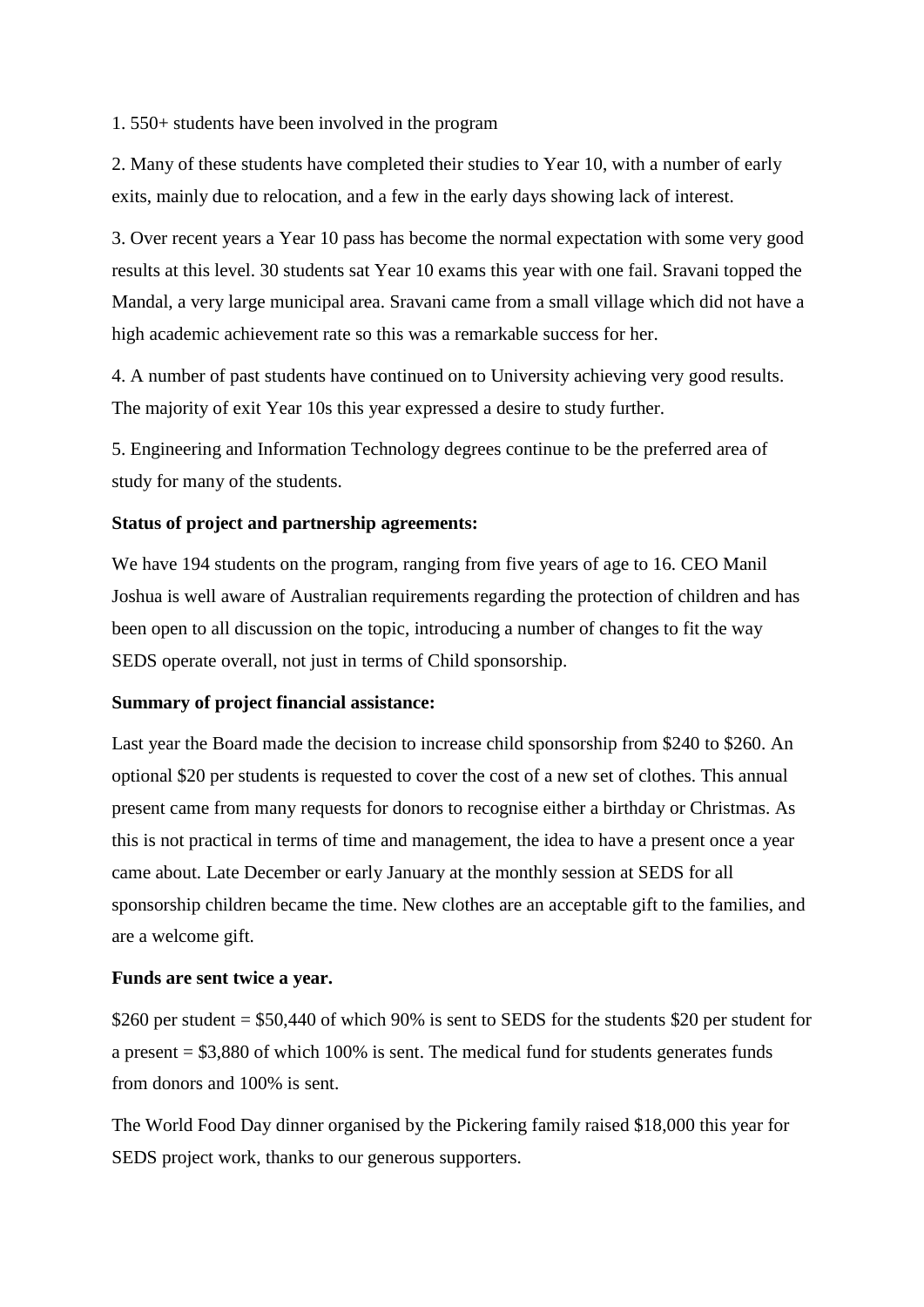1. 550+ students have been involved in the program

2. Many of these students have completed their studies to Year 10, with a number of early exits, mainly due to relocation, and a few in the early days showing lack of interest.

3. Over recent years a Year 10 pass has become the normal expectation with some very good results at this level. 30 students sat Year 10 exams this year with one fail. Sravani topped the Mandal, a very large municipal area. Sravani came from a small village which did not have a high academic achievement rate so this was a remarkable success for her.

4. A number of past students have continued on to University achieving very good results. The majority of exit Year 10s this year expressed a desire to study further.

5. Engineering and Information Technology degrees continue to be the preferred area of study for many of the students.

**Status of project and partnership agreements:**

We have 194 students on the program, ranging from five years of age to 16. CEO Manil Joshua is well aware of Australian requirements regarding the protection of children and has been open to all discussion on the topic, introducing a number of changes to fit the way SEDS operate overall, not just in terms of Child sponsorship.

**Summary of project financial assistance:**

Last year the Board made the decision to increase child sponsorship from $240 to $260. An optional $20 per students is requested to cover the cost of a new set of clothes. This annual present came from many requests for donors to recognise either a birthday or Christmas. As this is not practical in terms of time and management, the idea to have a present once a year came about. Late December or early January at the monthly session at SEDS for all sponsorship children became the time. New clothes are an acceptable gift to the families, and are a welcome gift.

**Funds are sent twice a year.**

$260 per student = $50,440 of which 90% is sent to SEDS for the students $20 per student for a present = $3,880 of which 100% is sent. The medical fund for students generates funds from donors and 100% is sent.

The World Food Day dinner organised by the Pickering family raised $18,000 this year for SEDS project work, thanks to our generous supporters.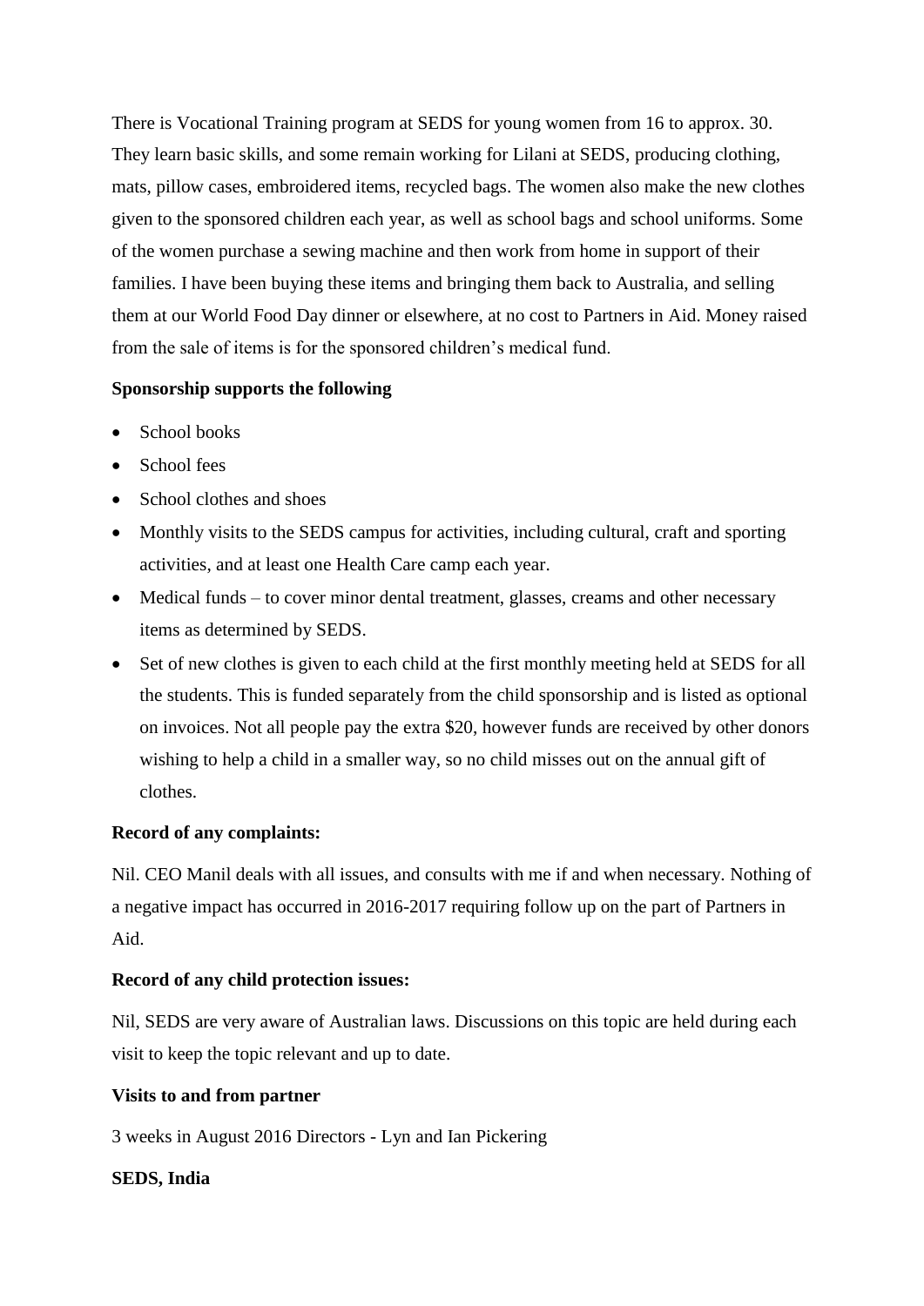There is Vocational Training program at SEDS for young women from 16 to approx. 30. They learn basic skills, and some remain working for Lilani at SEDS, producing clothing, mats, pillow cases, embroidered items, recycled bags. The women also make the new clothes given to the sponsored children each year, as well as school bags and school uniforms. Some of the women purchase a sewing machine and then work from home in support of their families. I have been buying these items and bringing them back to Australia, and selling them at our World Food Day dinner or elsewhere, at no cost to Partners in Aid. Money raised from the sale of items is for the sponsored children's medical fund.

**Sponsorship supports the following**

- School books
- School fees
- School clothes and shoes
- Monthly visits to the SEDS campus for activities, including cultural, craft and sporting activities, and at least one Health Care camp each year.
- Medical funds – to cover minor dental treatment, glasses, creams and other necessary items as determined by SEDS.
- Set of new clothes is given to each child at the first monthly meeting held at SEDS for all the students. This is funded separately from the child sponsorship and is listed as optional on invoices. Not all people pay the extra $20, however funds are received by other donors wishing to help a child in a smaller way, so no child misses out on the annual gift of clothes.

**Record of any complaints:**

Nil. CEO Manil deals with all issues, and consults with me if and when necessary. Nothing of a negative impact has occurred in 2016-2017 requiring follow up on the part of Partners in Aid.

**Record of any child protection issues:**

Nil, SEDS are very aware of Australian laws. Discussions on this topic are held during each visit to keep the topic relevant and up to date.

**Visits to and from partner**

3 weeks in August 2016 Directors - Lyn and Ian Pickering

**SEDS, India**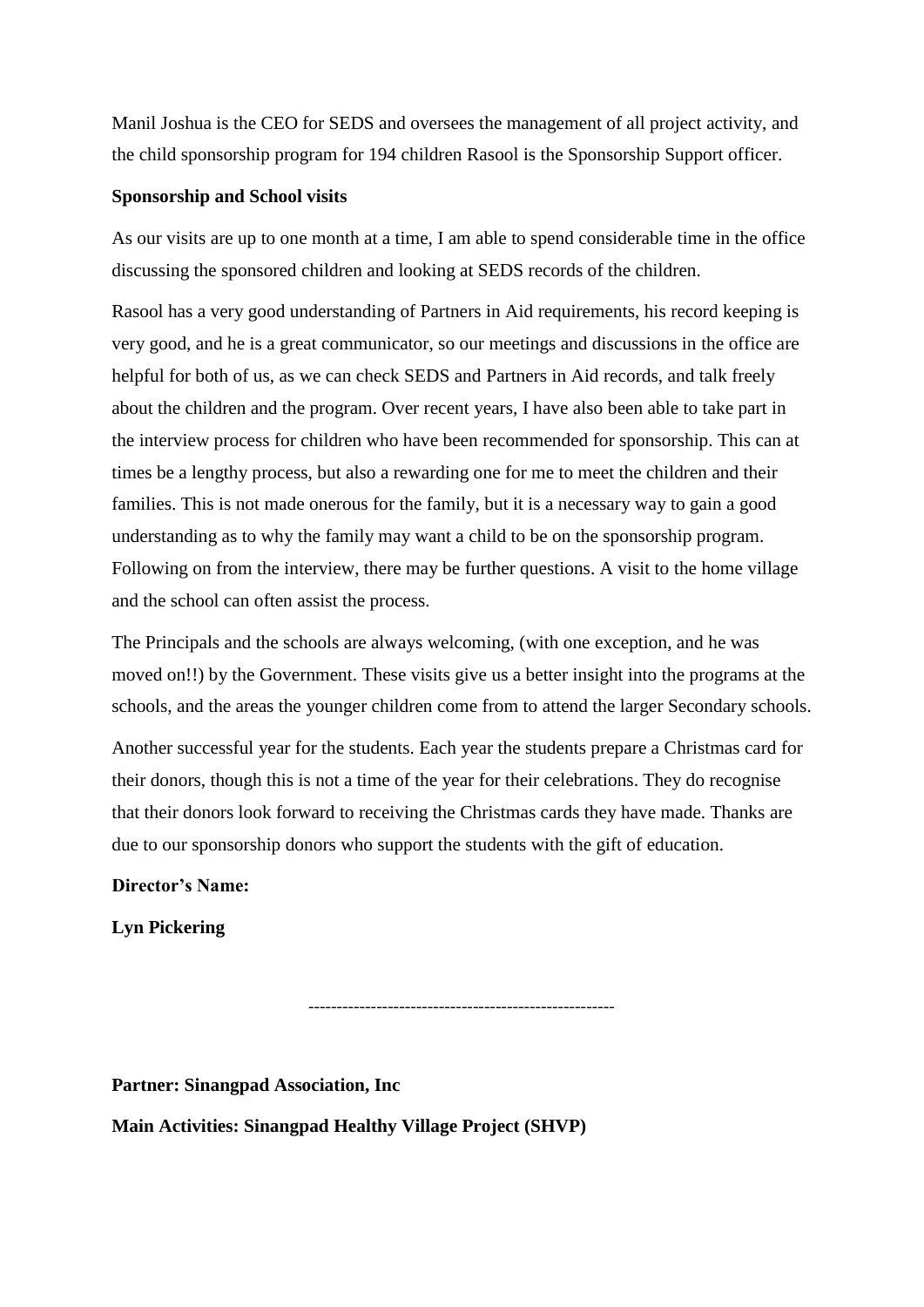Manil Joshua is the CEO for SEDS and oversees the management of all project activity, and the child sponsorship program for 194 children Rasool is the Sponsorship Support officer.

**Sponsorship and School visits**

As our visits are up to one month at a time, I am able to spend considerable time in the office discussing the sponsored children and looking at SEDS records of the children.

Rasool has a very good understanding of Partners in Aid requirements, his record keeping is very good, and he is a great communicator, so our meetings and discussions in the office are helpful for both of us, as we can check SEDS and Partners in Aid records, and talk freely about the children and the program. Over recent years, I have also been able to take part in the interview process for children who have been recommended for sponsorship. This can at times be a lengthy process, but also a rewarding one for me to meet the children and their families. This is not made onerous for the family, but it is a necessary way to gain a good understanding as to why the family may want a child to be on the sponsorship program. Following on from the interview, there may be further questions. A visit to the home village and the school can often assist the process.

The Principals and the schools are always welcoming, (with one exception, and he was moved on!!) by the Government. These visits give us a better insight into the programs at the schools, and the areas the younger children come from to attend the larger Secondary schools.

Another successful year for the students. Each year the students prepare a Christmas card for their donors, though this is not a time of the year for their celebrations. They do recognise that their donors look forward to receiving the Christmas cards they have made. Thanks are due to our sponsorship donors who support the students with the gift of education.

**Director's Name:**

**Lyn Pickering**

-----------------------------------------------------

**Partner: Sinangpad Association, Inc**

**Main Activities: Sinangpad Healthy Village Project (SHVP)**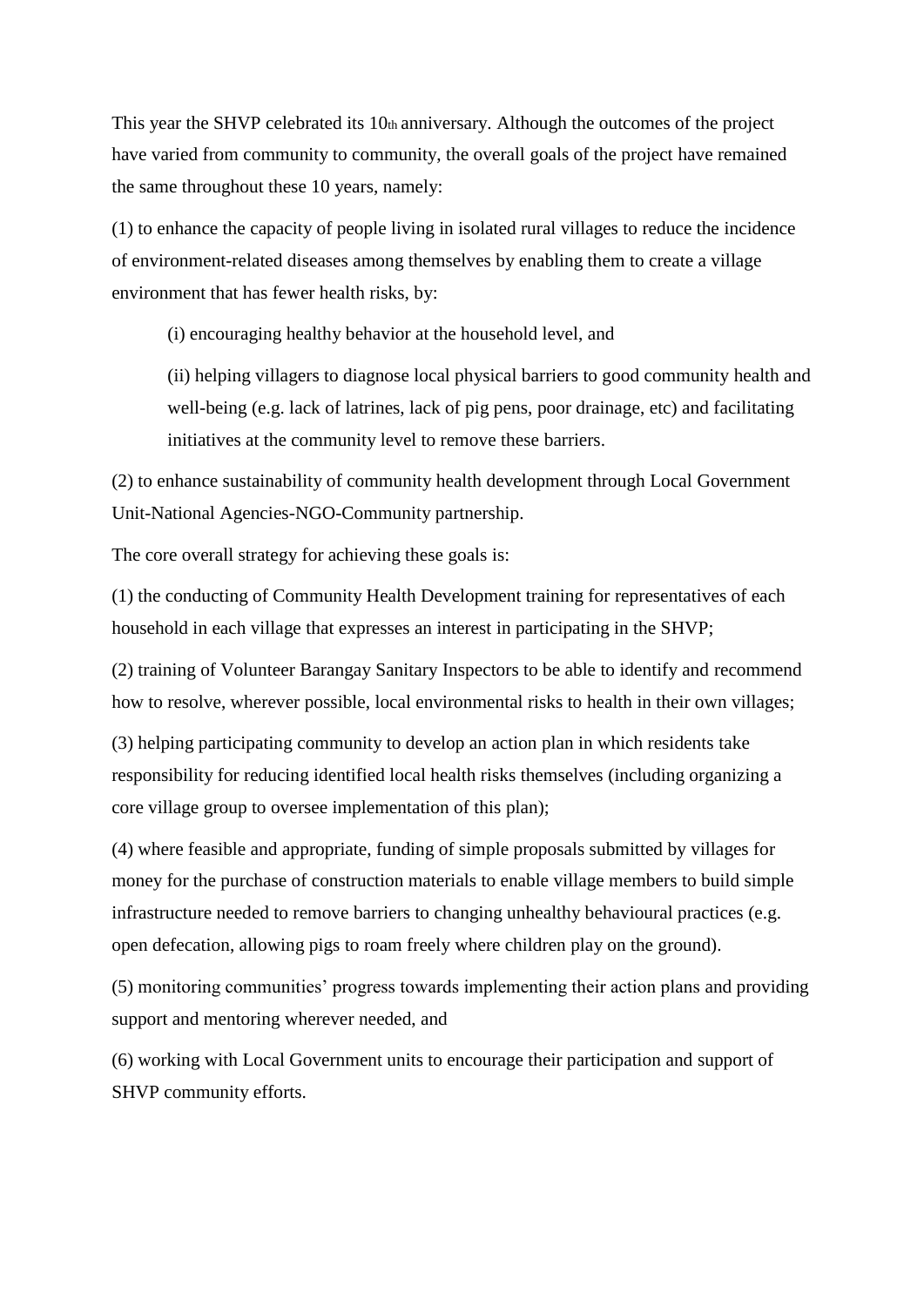This year the SHVP celebrated its 10th anniversary. Although the outcomes of the project have varied from community to community, the overall goals of the project have remained the same throughout these 10 years, namely:

(1) to enhance the capacity of people living in isolated rural villages to reduce the incidence of environment-related diseases among themselves by enabling them to create a village environment that has fewer health risks, by:

> (i) encouraging healthy behavior at the household level, and
>
> (ii) helping villagers to diagnose local physical barriers to good community health and well-being (e.g. lack of latrines, lack of pig pens, poor drainage, etc) and facilitating initiatives at the community level to remove these barriers.

(2) to enhance sustainability of community health development through Local Government Unit-National Agencies-NGO-Community partnership.

The core overall strategy for achieving these goals is:

(1) the conducting of Community Health Development training for representatives of each household in each village that expresses an interest in participating in the SHVP;

(2) training of Volunteer Barangay Sanitary Inspectors to be able to identify and recommend how to resolve, wherever possible, local environmental risks to health in their own villages;

(3) helping participating community to develop an action plan in which residents take responsibility for reducing identified local health risks themselves (including organizing a core village group to oversee implementation of this plan);

(4) where feasible and appropriate, funding of simple proposals submitted by villages for money for the purchase of construction materials to enable village members to build simple infrastructure needed to remove barriers to changing unhealthy behavioural practices (e.g. open defecation, allowing pigs to roam freely where children play on the ground).

(5) monitoring communities' progress towards implementing their action plans and providing support and mentoring wherever needed, and

(6) working with Local Government units to encourage their participation and support of SHVP community efforts.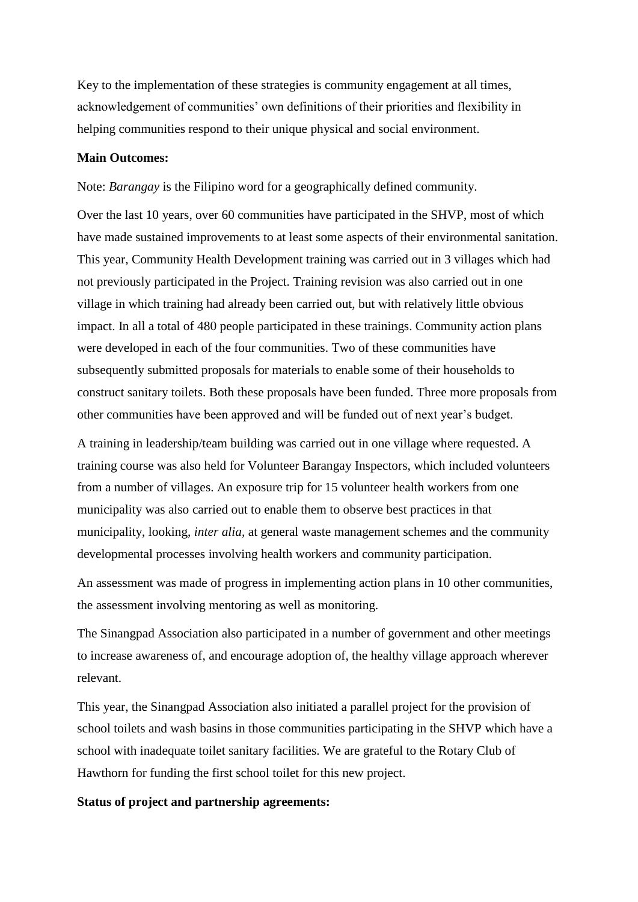Key to the implementation of these strategies is community engagement at all times, acknowledgement of communities' own definitions of their priorities and flexibility in helping communities respond to their unique physical and social environment.

**Main Outcomes:**

Note: *Barangay* is the Filipino word for a geographically defined community.

Over the last 10 years, over 60 communities have participated in the SHVP, most of which have made sustained improvements to at least some aspects of their environmental sanitation. This year, Community Health Development training was carried out in 3 villages which had not previously participated in the Project. Training revision was also carried out in one village in which training had already been carried out, but with relatively little obvious impact. In all a total of 480 people participated in these trainings. Community action plans were developed in each of the four communities. Two of these communities have subsequently submitted proposals for materials to enable some of their households to construct sanitary toilets. Both these proposals have been funded. Three more proposals from other communities have been approved and will be funded out of next year's budget.

A training in leadership/team building was carried out in one village where requested. A training course was also held for Volunteer Barangay Inspectors, which included volunteers from a number of villages. An exposure trip for 15 volunteer health workers from one municipality was also carried out to enable them to observe best practices in that municipality, looking, *inter alia*, at general waste management schemes and the community developmental processes involving health workers and community participation.

An assessment was made of progress in implementing action plans in 10 other communities, the assessment involving mentoring as well as monitoring.

The Sinangpad Association also participated in a number of government and other meetings to increase awareness of, and encourage adoption of, the healthy village approach wherever relevant.

This year, the Sinangpad Association also initiated a parallel project for the provision of school toilets and wash basins in those communities participating in the SHVP which have a school with inadequate toilet sanitary facilities. We are grateful to the Rotary Club of Hawthorn for funding the first school toilet for this new project.

**Status of project and partnership agreements:**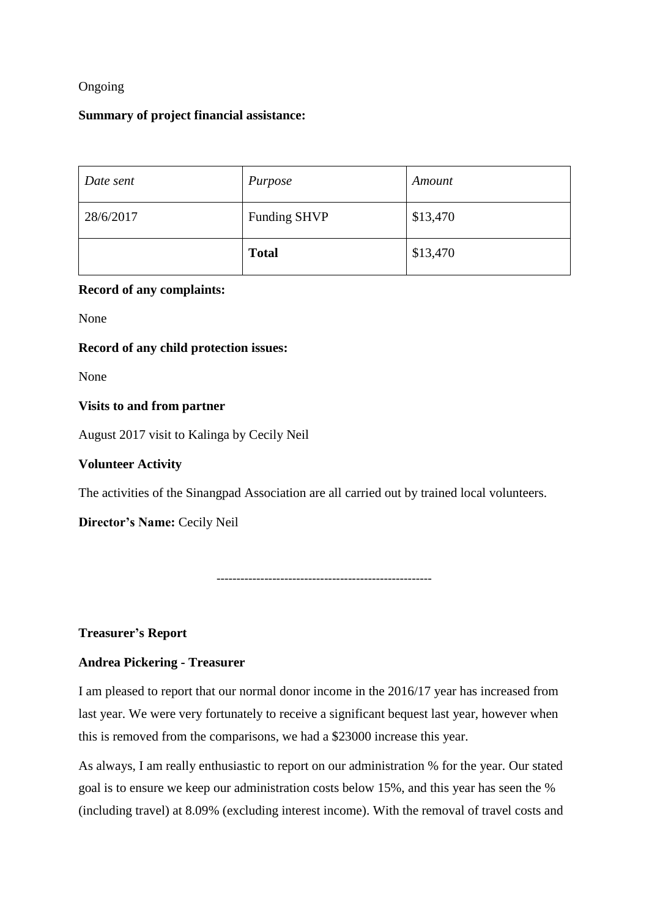Ongoing

**Summary of project financial assistance:**

| *Date sent* | *Purpose* | *Amount* |
| --- | --- | --- |
| 28/6/2017 | Funding SHVP | $13,470 |
| | **Total** | $13,470 |

**Record of any complaints:**

None

**Record of any child protection issues:**

None

**Visits to and from partner**

August 2017 visit to Kalinga by Cecily Neil

**Volunteer Activity**

The activities of the Sinangpad Association are all carried out by trained local volunteers.

**Director's Name:** Cecily Neil

-----------------------------------------------------

**Treasurer's Report**

**Andrea Pickering - Treasurer**

I am pleased to report that our normal donor income in the 2016/17 year has increased from last year. We were very fortunately to receive a significant bequest last year, however when this is removed from the comparisons, we had a $23000 increase this year.

As always, I am really enthusiastic to report on our administration % for the year. Our stated goal is to ensure we keep our administration costs below 15%, and this year has seen the % (including travel) at 8.09% (excluding interest income). With the removal of travel costs and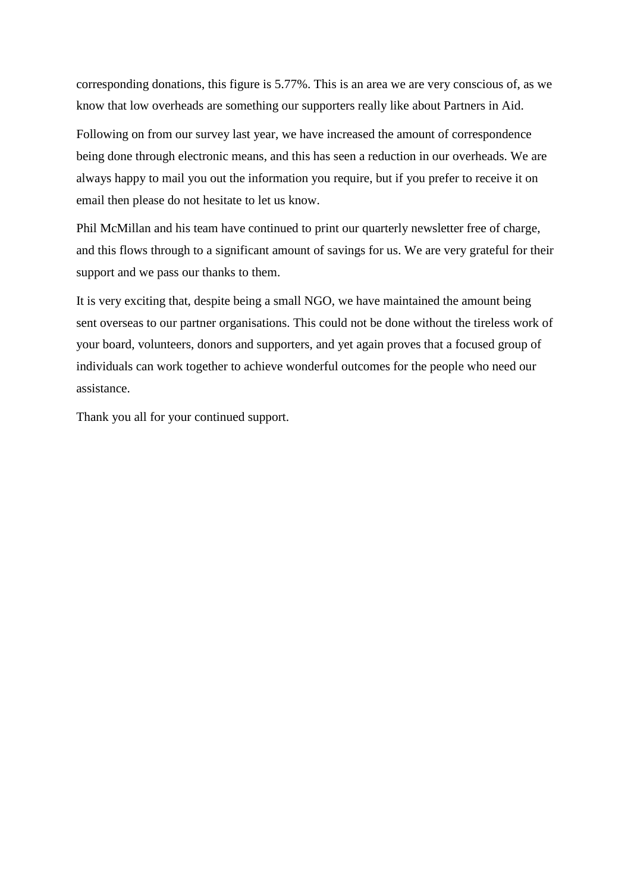corresponding donations, this figure is 5.77%. This is an area we are very conscious of, as we know that low overheads are something our supporters really like about Partners in Aid.

Following on from our survey last year, we have increased the amount of correspondence being done through electronic means, and this has seen a reduction in our overheads. We are always happy to mail you out the information you require, but if you prefer to receive it on email then please do not hesitate to let us know.

Phil McMillan and his team have continued to print our quarterly newsletter free of charge, and this flows through to a significant amount of savings for us. We are very grateful for their support and we pass our thanks to them.

It is very exciting that, despite being a small NGO, we have maintained the amount being sent overseas to our partner organisations. This could not be done without the tireless work of your board, volunteers, donors and supporters, and yet again proves that a focused group of individuals can work together to achieve wonderful outcomes for the people who need our assistance.

Thank you all for your continued support.